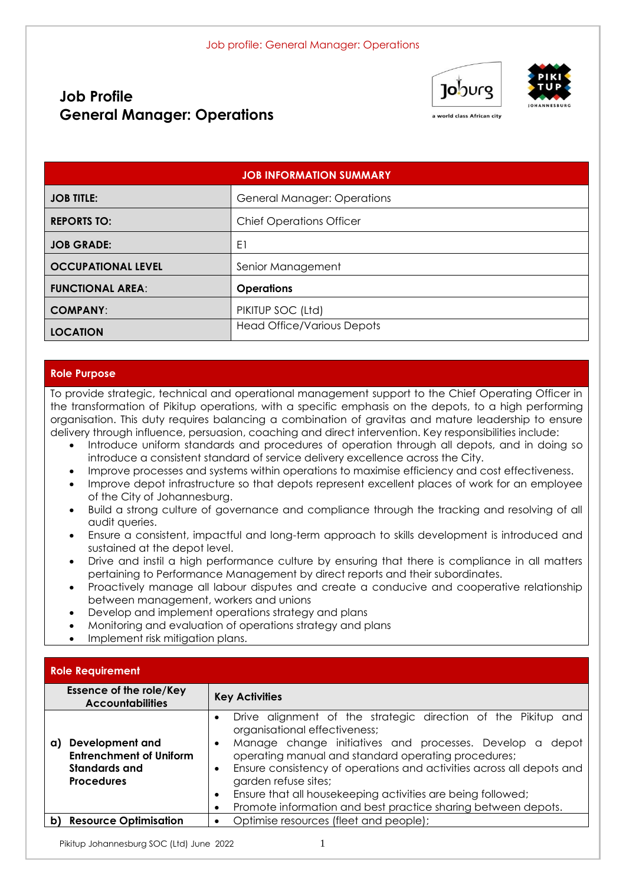# Job Profile
# General Manager: Operations

| JOB INFORMATION SUMMARY | |
|---|---|
| **JOB TITLE:** | General Manager: Operations |
| **REPORTS TO:** | Chief Operations Officer |
| **JOB GRADE:** | E1 |
| **OCCUPATIONAL LEVEL** | Senior Management |
| **FUNCTIONAL AREA:** | **Operations** |
| **COMPANY:** | PIKITUP SOC (Ltd) |
| **LOCATION** | Head Office/Various Depots |

## Role Purpose

To provide strategic, technical and operational management support to the Chief Operating Officer in the transformation of Pikitup operations, with a specific emphasis on the depots, to a high performing organisation. This duty requires balancing a combination of gravitas and mature leadership to ensure delivery through influence, persuasion, coaching and direct intervention. Key responsibilities include:

- Introduce uniform standards and procedures of operation through all depots, and in doing so introduce a consistent standard of service delivery excellence across the City.
- Improve processes and systems within operations to maximise efficiency and cost effectiveness.
- Improve depot infrastructure so that depots represent excellent places of work for an employee of the City of Johannesburg.
- Build a strong culture of governance and compliance through the tracking and resolving of all audit queries.
- Ensure a consistent, impactful and long-term approach to skills development is introduced and sustained at the depot level.
- Drive and instil a high performance culture by ensuring that there is compliance in all matters pertaining to Performance Management by direct reports and their subordinates.
- Proactively manage all labour disputes and create a conducive and cooperative relationship between management, workers and unions
- Develop and implement operations strategy and plans
- Monitoring and evaluation of operations strategy and plans
- Implement risk mitigation plans.

## Role Requirement

| Essence of the role/Key Accountabilities | Key Activities |
|---|---|
| **a) Development and Entrenchment of Uniform Standards and Procedures** | • Drive alignment of the strategic direction of the Pikitup and organisational effectiveness;<br>• Manage change initiatives and processes. Develop a depot operating manual and standard operating procedures;<br>• Ensure consistency of operations and activities across all depots and garden refuse sites;<br>• Ensure that all housekeeping activities are being followed;<br>• Promote information and best practice sharing between depots. |
| **b) Resource Optimisation** | • Optimise resources (fleet and people); |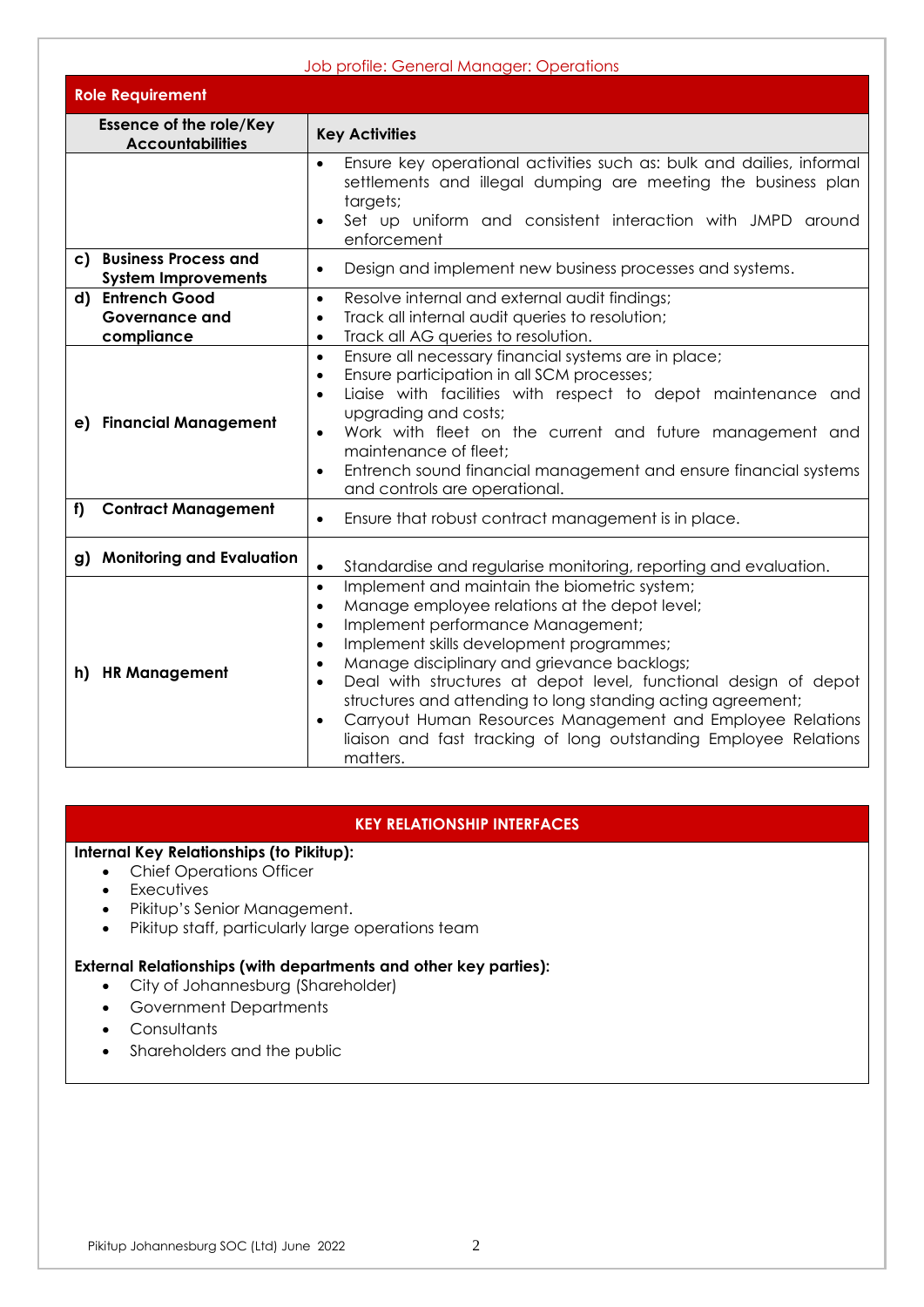Job profile: General Manager: Operations

| Role Requirement | |
|---|---|
| **Essence of the role/Key Accountabilities** | **Key Activities** |
| | • Ensure key operational activities such as: bulk and dailies, informal settlements and illegal dumping are meeting the business plan targets;<br>• Set up uniform and consistent interaction with JMPD around enforcement |
| **c) Business Process and System Improvements** | • Design and implement new business processes and systems. |
| **d) Entrench Good Governance and compliance** | • Resolve internal and external audit findings;<br>• Track all internal audit queries to resolution;<br>• Track all AG queries to resolution. |
| **e) Financial Management** | • Ensure all necessary financial systems are in place;<br>• Ensure participation in all SCM processes;<br>• Liaise with facilities with respect to depot maintenance and upgrading and costs;<br>• Work with fleet on the current and future management and maintenance of fleet;<br>• Entrench sound financial management and ensure financial systems and controls are operational. |
| **f) Contract Management** | • Ensure that robust contract management is in place. |
| **g) Monitoring and Evaluation** | • Standardise and regularise monitoring, reporting and evaluation. |
| **h) HR Management** | • Implement and maintain the biometric system;<br>• Manage employee relations at the depot level;<br>• Implement performance Management;<br>• Implement skills development programmes;<br>• Manage disciplinary and grievance backlogs;<br>• Deal with structures at depot level, functional design of depot structures and attending to long standing acting agreement;<br>• Carryout Human Resources Management and Employee Relations liaison and fast tracking of long outstanding Employee Relations matters. |

## KEY RELATIONSHIP INTERFACES

**Internal Key Relationships (to Pikitup):**

- Chief Operations Officer
- Executives
- Pikitup's Senior Management.
- Pikitup staff, particularly large operations team

**External Relationships (with departments and other key parties):**

- City of Johannesburg (Shareholder)
- Government Departments
- Consultants
- Shareholders and the public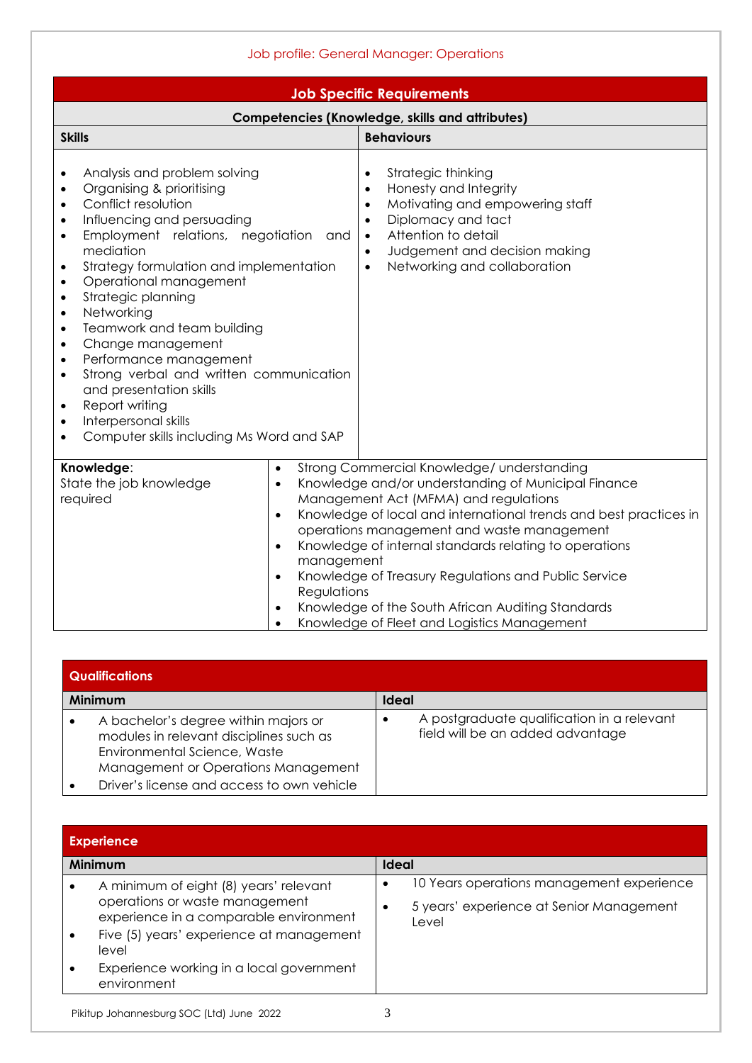Job profile: General Manager: Operations

## Job Specific Requirements

### Competencies (Knowledge, skills and attributes)

| Skills | Behaviours |
|---|---|
| • Analysis and problem solving<br>• Organising & prioritising<br>• Conflict resolution<br>• Influencing and persuading<br>• Employment relations, negotiation and mediation<br>• Strategy formulation and implementation<br>• Operational management<br>• Strategic planning<br>• Networking<br>• Teamwork and team building<br>• Change management<br>• Performance management<br>• Strong verbal and written communication and presentation skills<br>• Report writing<br>• Interpersonal skills<br>• Computer skills including Ms Word and SAP | • Strategic thinking<br>• Honesty and Integrity<br>• Motivating and empowering staff<br>• Diplomacy and tact<br>• Attention to detail<br>• Judgement and decision making<br>• Networking and collaboration |

| Knowledge | |
|---|---|
| **Knowledge**:<br>State the job knowledge required | • Strong Commercial Knowledge/ understanding<br>• Knowledge and/or understanding of Municipal Finance Management Act (MFMA) and regulations<br>• Knowledge of local and international trends and best practices in operations management and waste management<br>• Knowledge of internal standards relating to operations management<br>• Knowledge of Treasury Regulations and Public Service Regulations<br>• Knowledge of the South African Auditing Standards<br>• Knowledge of Fleet and Logistics Management |

## Qualifications

| Minimum | Ideal |
|---|---|
| • A bachelor's degree within majors or modules in relevant disciplines such as Environmental Science, Waste Management or Operations Management<br>• Driver's license and access to own vehicle | • A postgraduate qualification in a relevant field will be an added advantage |

## Experience

| Minimum | Ideal |
|---|---|
| • A minimum of eight (8) years' relevant operations or waste management experience in a comparable environment<br>• Five (5) years' experience at management level<br>• Experience working in a local government environment | • 10 Years operations management experience<br>• 5 years' experience at Senior Management Level |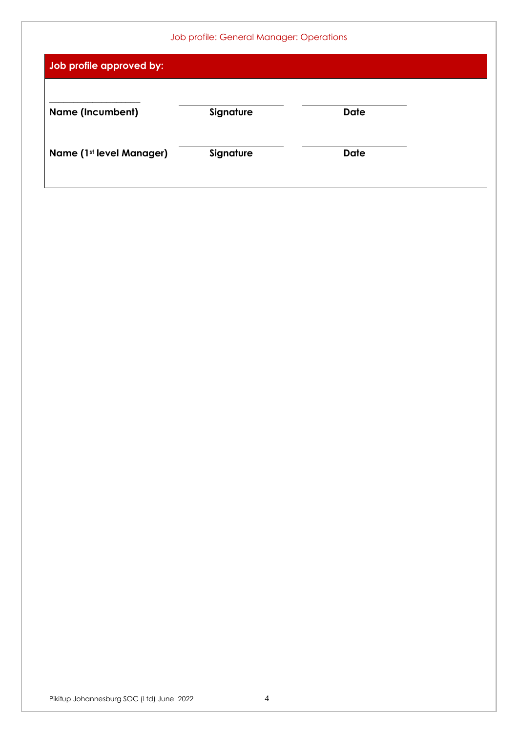## Job profile approved by:

| | | |
|---|---|---|
| **Name (Incumbent)** | **Signature** | **Date** |
| **Name (1st level Manager)** | **Signature** | **Date** |